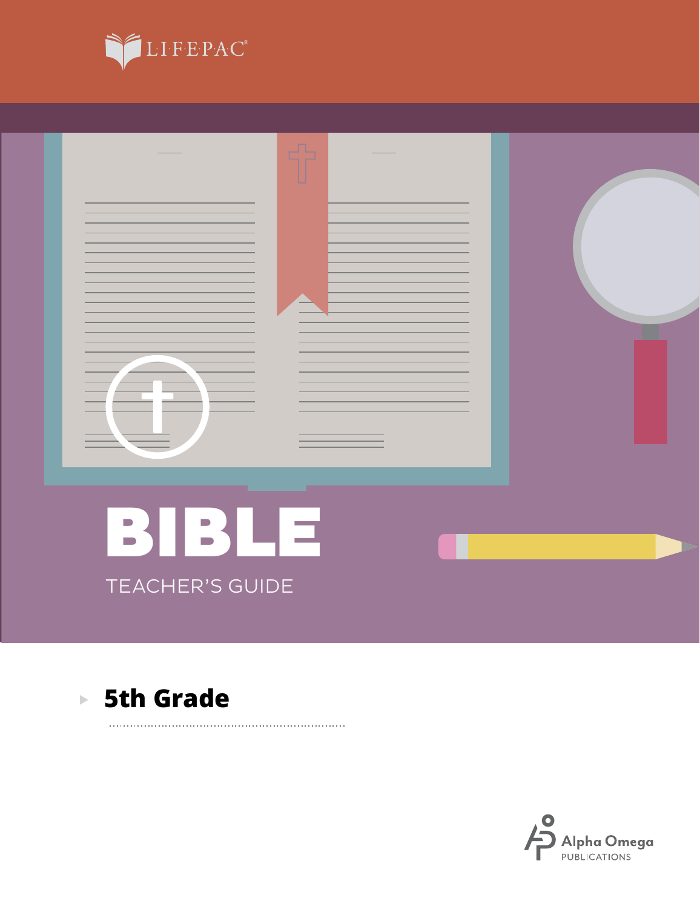LIFEPAC®

# BIBLE

TEACHER'S GUIDE

## 5th Grade

Alpha Omega PUBLICATIONS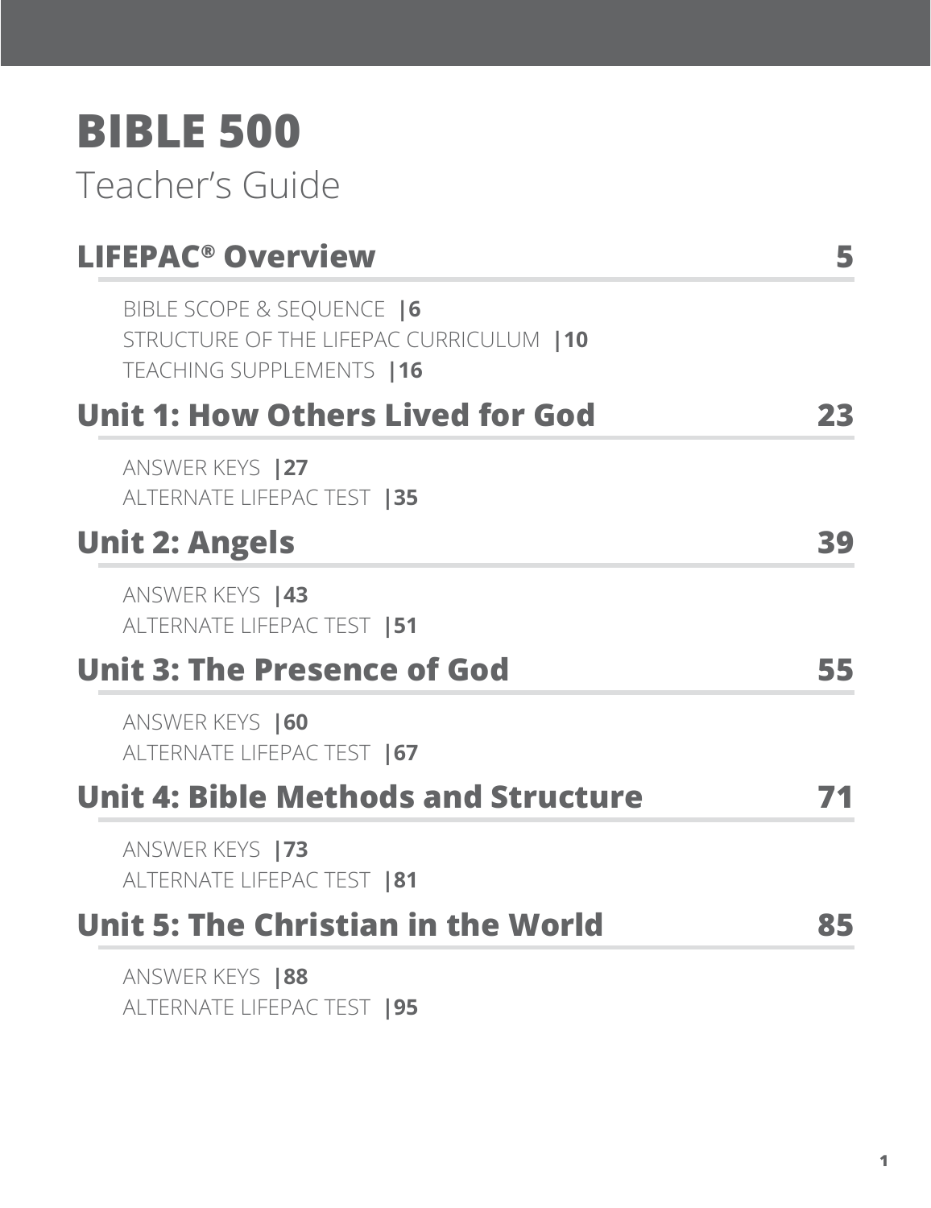# BIBLE 500

Teacher's Guide

## LIFEPAC® Overview — 5

BIBLE SCOPE & SEQUENCE |**6**
STRUCTURE OF THE LIFEPAC CURRICULUM |**10**
TEACHING SUPPLEMENTS |**16**

## Unit 1: How Others Lived for God — 23

ANSWER KEYS |**27**
ALTERNATE LIFEPAC TEST |**35**

## Unit 2: Angels — 39

ANSWER KEYS |**43**
ALTERNATE LIFEPAC TEST |**51**

## Unit 3: The Presence of God — 55

ANSWER KEYS |**60**
ALTERNATE LIFEPAC TEST |**67**

## Unit 4: Bible Methods and Structure — 71

ANSWER KEYS |**73**
ALTERNATE LIFEPAC TEST |**81**

## Unit 5: The Christian in the World — 85

ANSWER KEYS |**88**
ALTERNATE LIFEPAC TEST |**95**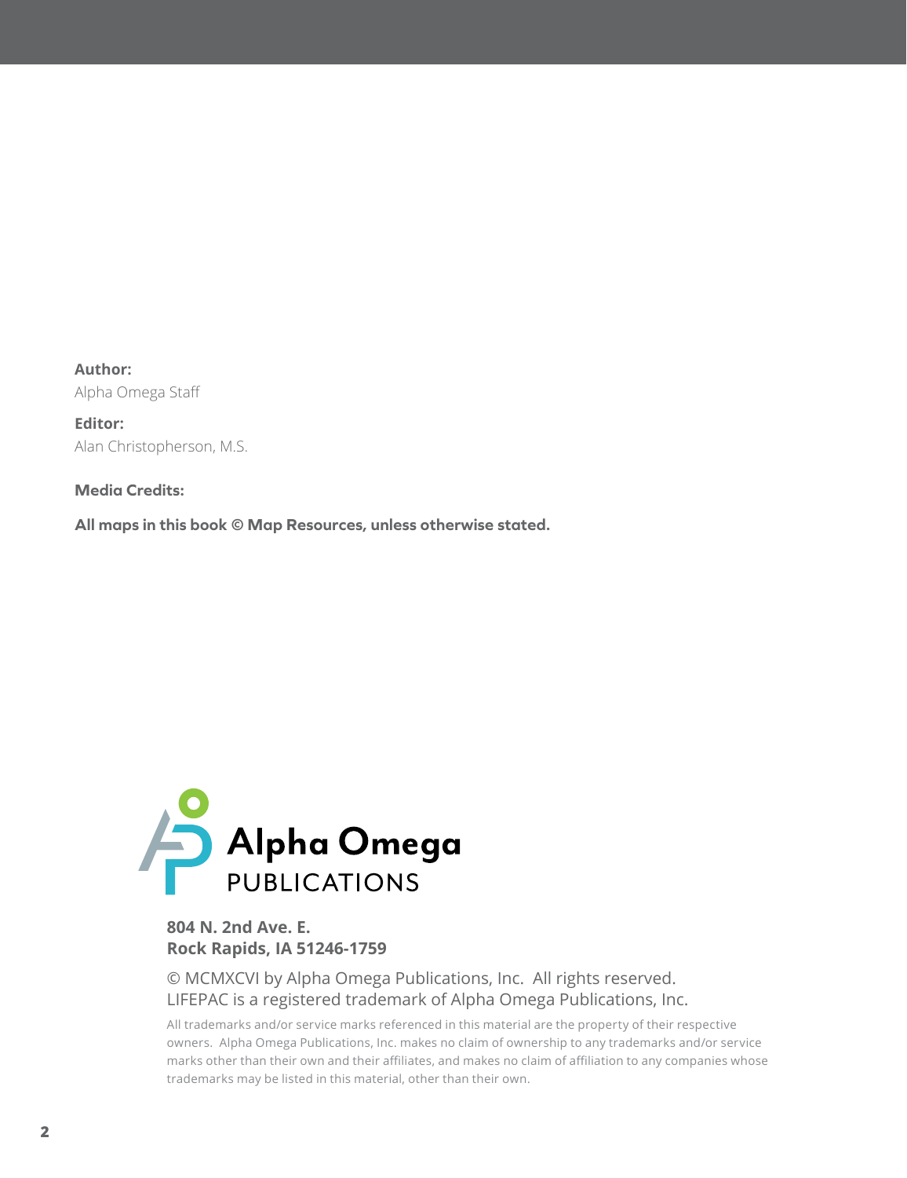**Author:**
Alpha Omega Staff

**Editor:**
Alan Christopherson, M.S.

**Media Credits:**

**All maps in this book © Map Resources, unless otherwise stated.**

Alpha Omega
PUBLICATIONS

**804 N. 2nd Ave. E.**
**Rock Rapids, IA 51246-1759**

© MCMXCVI by Alpha Omega Publications, Inc. All rights reserved.
LIFEPAC is a registered trademark of Alpha Omega Publications, Inc.

All trademarks and/or service marks referenced in this material are the property of their respective owners. Alpha Omega Publications, Inc. makes no claim of ownership to any trademarks and/or service marks other than their own and their affiliates, and makes no claim of affiliation to any companies whose trademarks may be listed in this material, other than their own.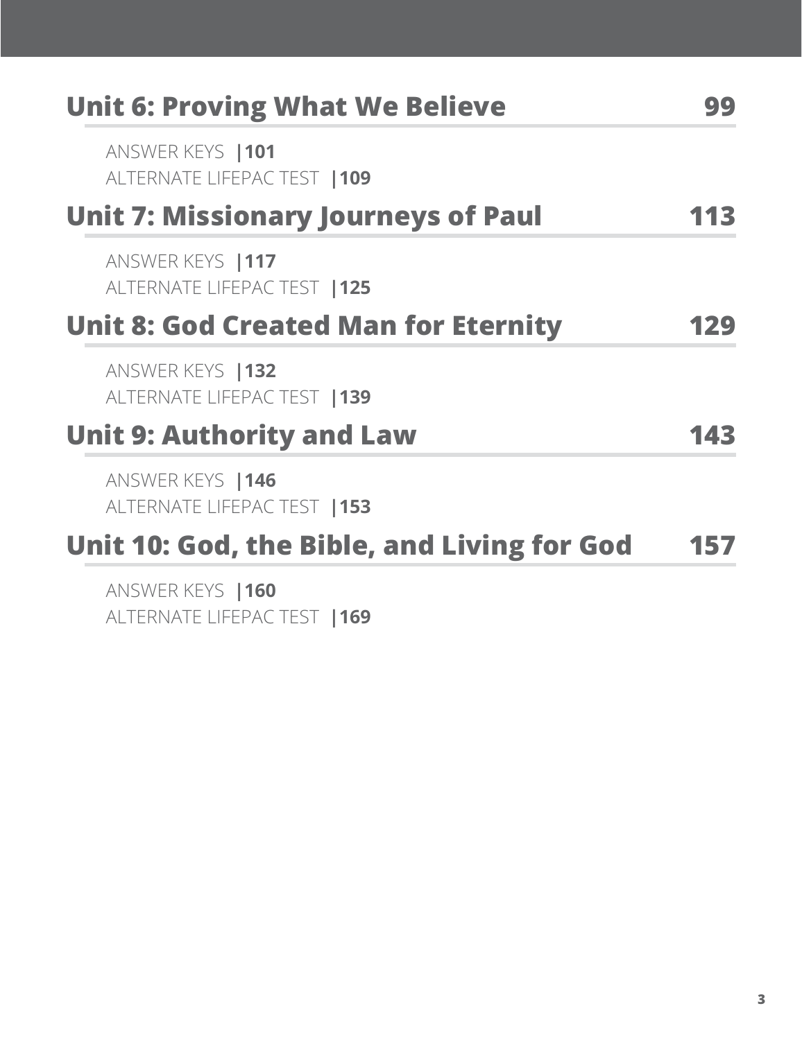## Unit 6: Proving What We Believe 99

ANSWER KEYS |**101**
ALTERNATE LIFEPAC TEST |**109**

## Unit 7: Missionary Journeys of Paul 113

ANSWER KEYS |**117**
ALTERNATE LIFEPAC TEST |**125**

## Unit 8: God Created Man for Eternity 129

ANSWER KEYS |**132**
ALTERNATE LIFEPAC TEST |**139**

## Unit 9: Authority and Law 143

ANSWER KEYS |**146**
ALTERNATE LIFEPAC TEST |**153**

## Unit 10: God, the Bible, and Living for God 157

ANSWER KEYS |**160**
ALTERNATE LIFEPAC TEST |**169**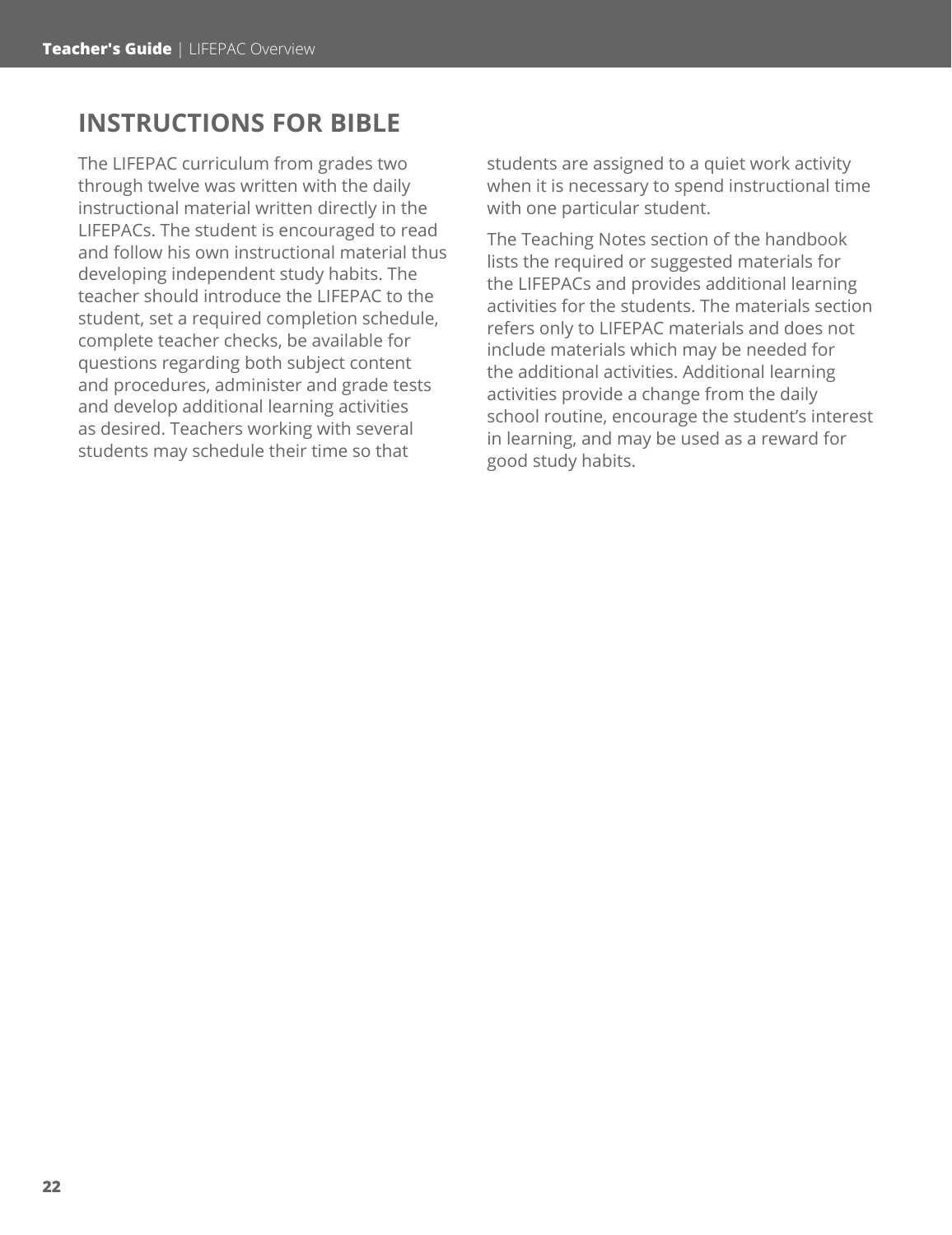## INSTRUCTIONS FOR BIBLE

The LIFEPAC curriculum from grades two through twelve was written with the daily instructional material written directly in the LIFEPACs. The student is encouraged to read and follow his own instructional material thus developing independent study habits. The teacher should introduce the LIFEPAC to the student, set a required completion schedule, complete teacher checks, be available for questions regarding both subject content and procedures, administer and grade tests and develop additional learning activities as desired. Teachers working with several students may schedule their time so that students are assigned to a quiet work activity when it is necessary to spend instructional time with one particular student.

The Teaching Notes section of the handbook lists the required or suggested materials for the LIFEPACs and provides additional learning activities for the students. The materials section refers only to LIFEPAC materials and does not include materials which may be needed for the additional activities. Additional learning activities provide a change from the daily school routine, encourage the student's interest in learning, and may be used as a reward for good study habits.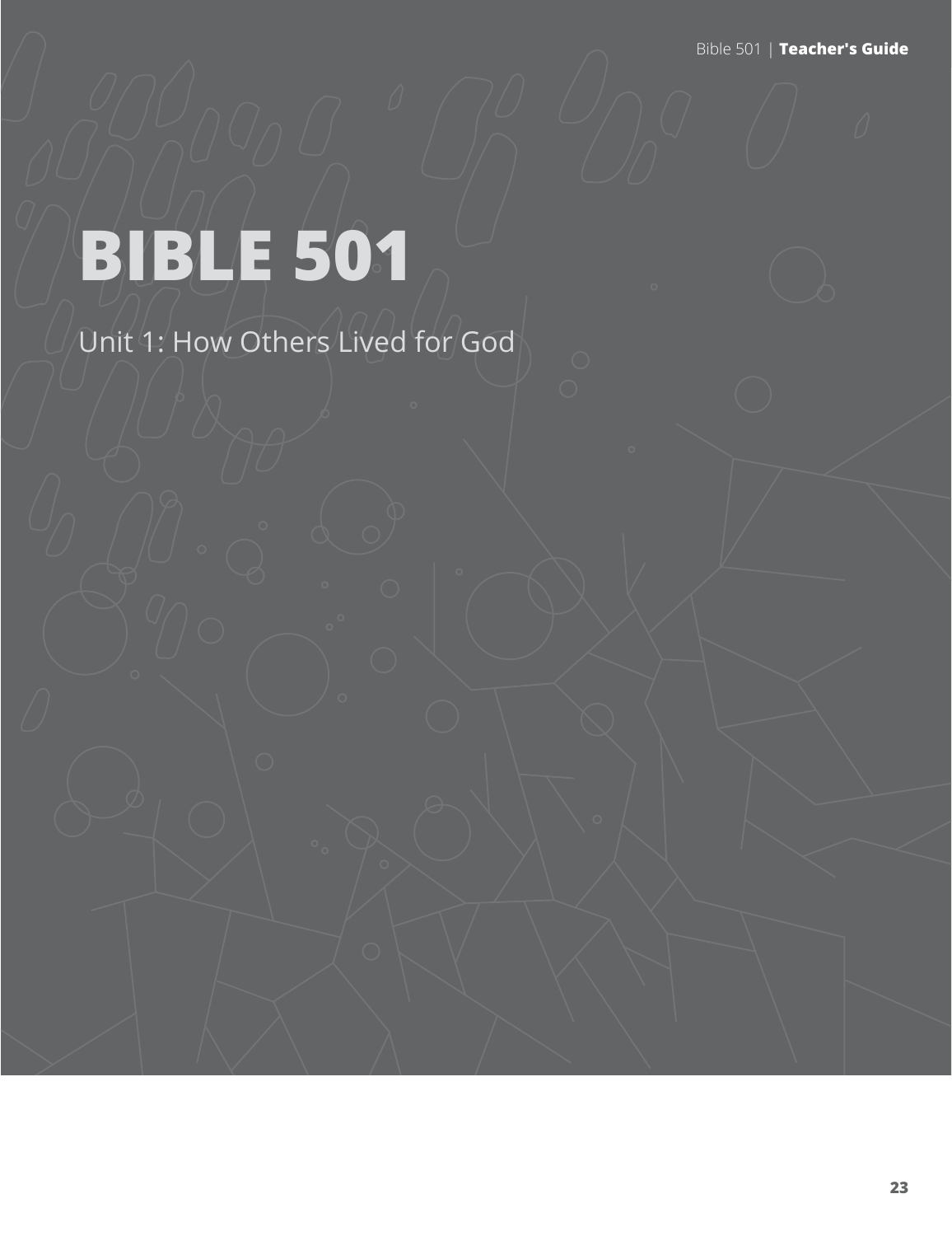# BIBLE 501

Unit 1: How Others Lived for God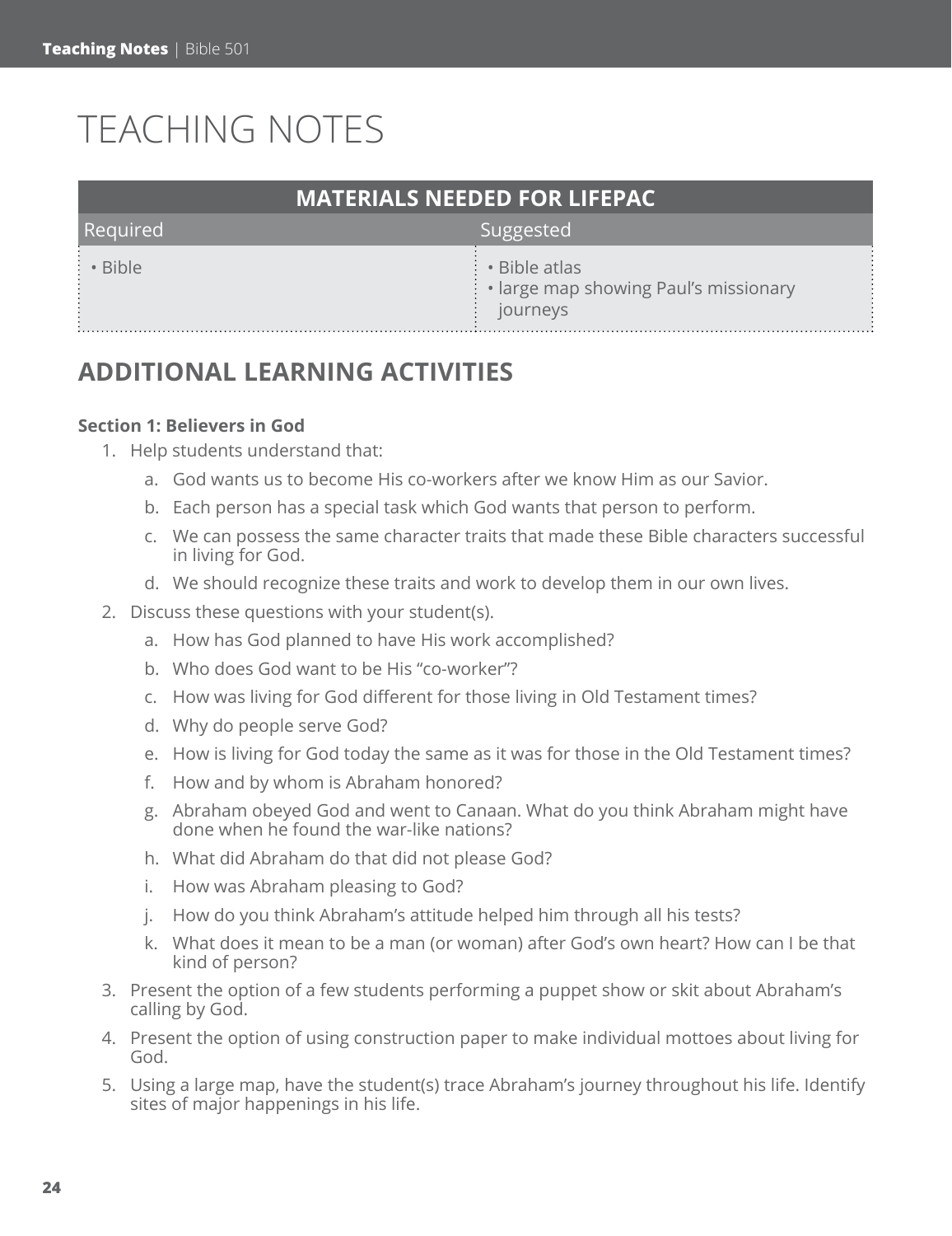# TEACHING NOTES

| MATERIALS NEEDED FOR LIFEPAC | |
|---|---|
| Required | Suggested |
| • Bible | • Bible atlas<br>• large map showing Paul's missionary journeys |

## ADDITIONAL LEARNING ACTIVITIES

**Section 1: Believers in God**

1. Help students understand that:
   a. God wants us to become His co-workers after we know Him as our Savior.
   b. Each person has a special task which God wants that person to perform.
   c. We can possess the same character traits that made these Bible characters successful in living for God.
   d. We should recognize these traits and work to develop them in our own lives.
2. Discuss these questions with your student(s).
   a. How has God planned to have His work accomplished?
   b. Who does God want to be His "co-worker"?
   c. How was living for God different for those living in Old Testament times?
   d. Why do people serve God?
   e. How is living for God today the same as it was for those in the Old Testament times?
   f. How and by whom is Abraham honored?
   g. Abraham obeyed God and went to Canaan. What do you think Abraham might have done when he found the war-like nations?
   h. What did Abraham do that did not please God?
   i. How was Abraham pleasing to God?
   j. How do you think Abraham's attitude helped him through all his tests?
   k. What does it mean to be a man (or woman) after God's own heart? How can I be that kind of person?
3. Present the option of a few students performing a puppet show or skit about Abraham's calling by God.
4. Present the option of using construction paper to make individual mottoes about living for God.
5. Using a large map, have the student(s) trace Abraham's journey throughout his life. Identify sites of major happenings in his life.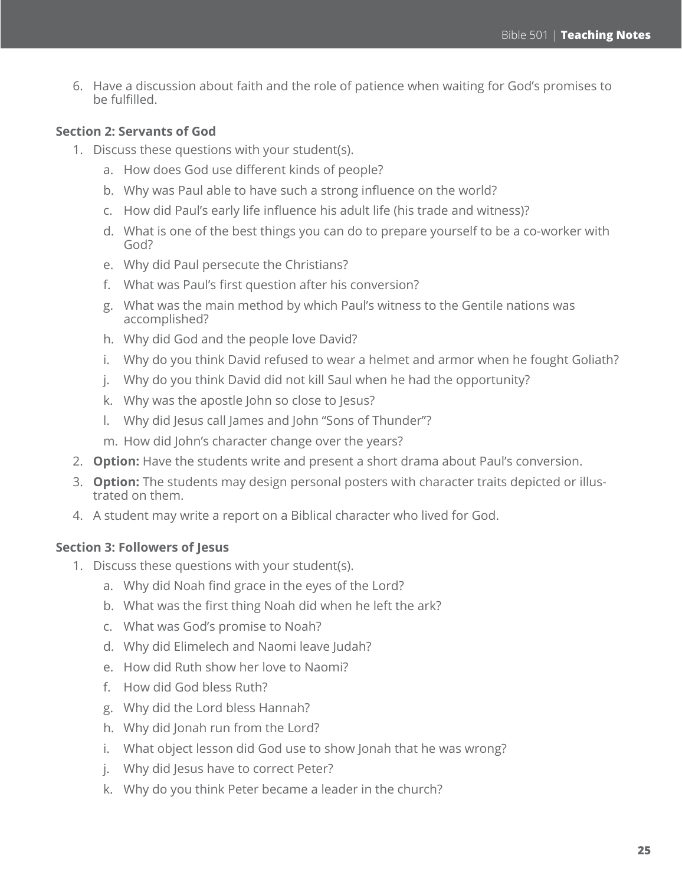6. Have a discussion about faith and the role of patience when waiting for God's promises to be fulfilled.

**Section 2: Servants of God**

1. Discuss these questions with your student(s).
   a. How does God use different kinds of people?
   b. Why was Paul able to have such a strong influence on the world?
   c. How did Paul's early life influence his adult life (his trade and witness)?
   d. What is one of the best things you can do to prepare yourself to be a co-worker with God?
   e. Why did Paul persecute the Christians?
   f. What was Paul's first question after his conversion?
   g. What was the main method by which Paul's witness to the Gentile nations was accomplished?
   h. Why did God and the people love David?
   i. Why do you think David refused to wear a helmet and armor when he fought Goliath?
   j. Why do you think David did not kill Saul when he had the opportunity?
   k. Why was the apostle John so close to Jesus?
   l. Why did Jesus call James and John "Sons of Thunder"?
   m. How did John's character change over the years?
2. **Option:** Have the students write and present a short drama about Paul's conversion.
3. **Option:** The students may design personal posters with character traits depicted or illustrated on them.
4. A student may write a report on a Biblical character who lived for God.

**Section 3: Followers of Jesus**

1. Discuss these questions with your student(s).
   a. Why did Noah find grace in the eyes of the Lord?
   b. What was the first thing Noah did when he left the ark?
   c. What was God's promise to Noah?
   d. Why did Elimelech and Naomi leave Judah?
   e. How did Ruth show her love to Naomi?
   f. How did God bless Ruth?
   g. Why did the Lord bless Hannah?
   h. Why did Jonah run from the Lord?
   i. What object lesson did God use to show Jonah that he was wrong?
   j. Why did Jesus have to correct Peter?
   k. Why do you think Peter became a leader in the church?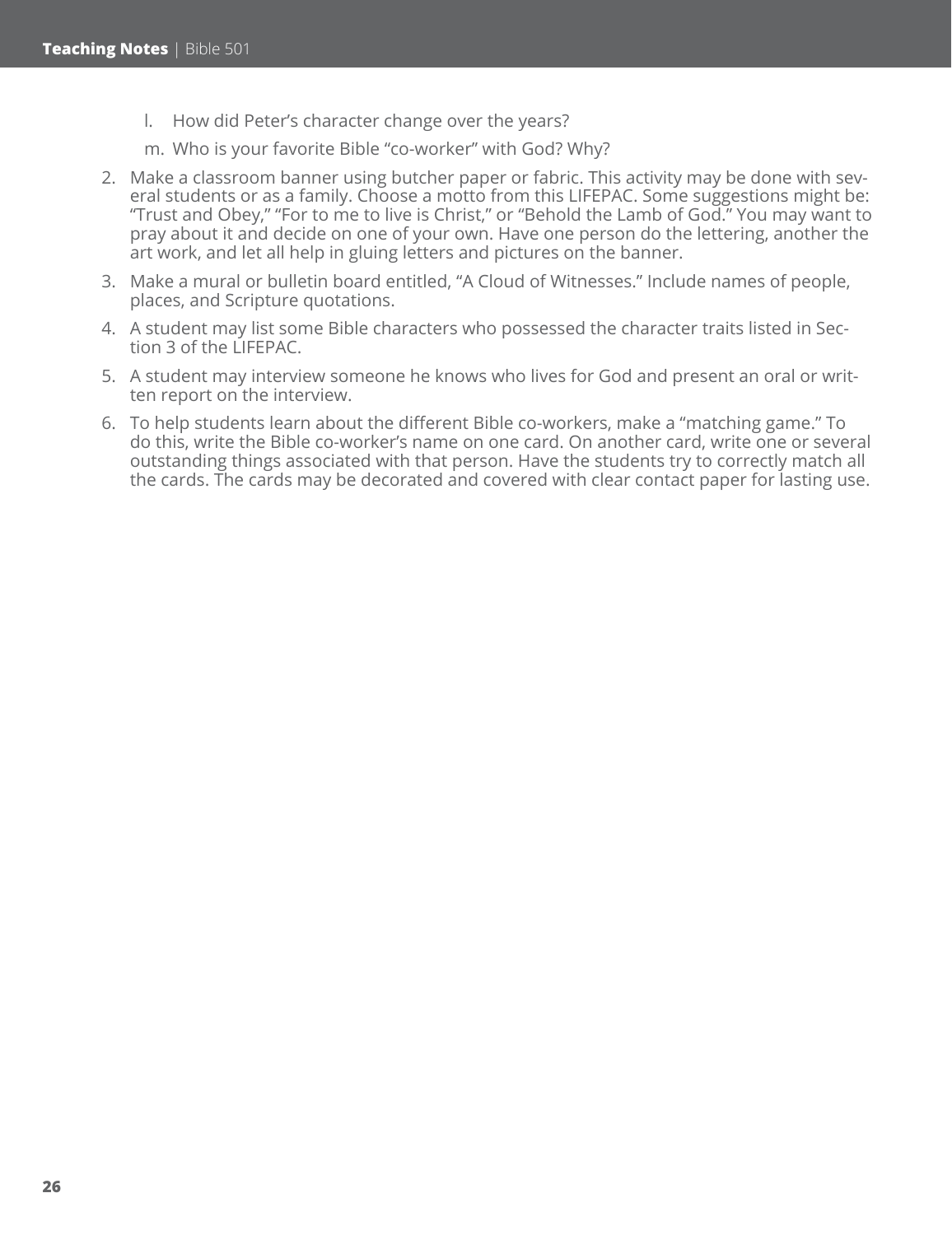l. How did Peter's character change over the years?

m. Who is your favorite Bible "co-worker" with God? Why?

2. Make a classroom banner using butcher paper or fabric. This activity may be done with several students or as a family. Choose a motto from this LIFEPAC. Some suggestions might be: "Trust and Obey," "For to me to live is Christ," or "Behold the Lamb of God." You may want to pray about it and decide on one of your own. Have one person do the lettering, another the art work, and let all help in gluing letters and pictures on the banner.
3. Make a mural or bulletin board entitled, "A Cloud of Witnesses." Include names of people, places, and Scripture quotations.
4. A student may list some Bible characters who possessed the character traits listed in Section 3 of the LIFEPAC.
5. A student may interview someone he knows who lives for God and present an oral or written report on the interview.
6. To help students learn about the different Bible co-workers, make a "matching game." To do this, write the Bible co-worker's name on one card. On another card, write one or several outstanding things associated with that person. Have the students try to correctly match all the cards. The cards may be decorated and covered with clear contact paper for lasting use.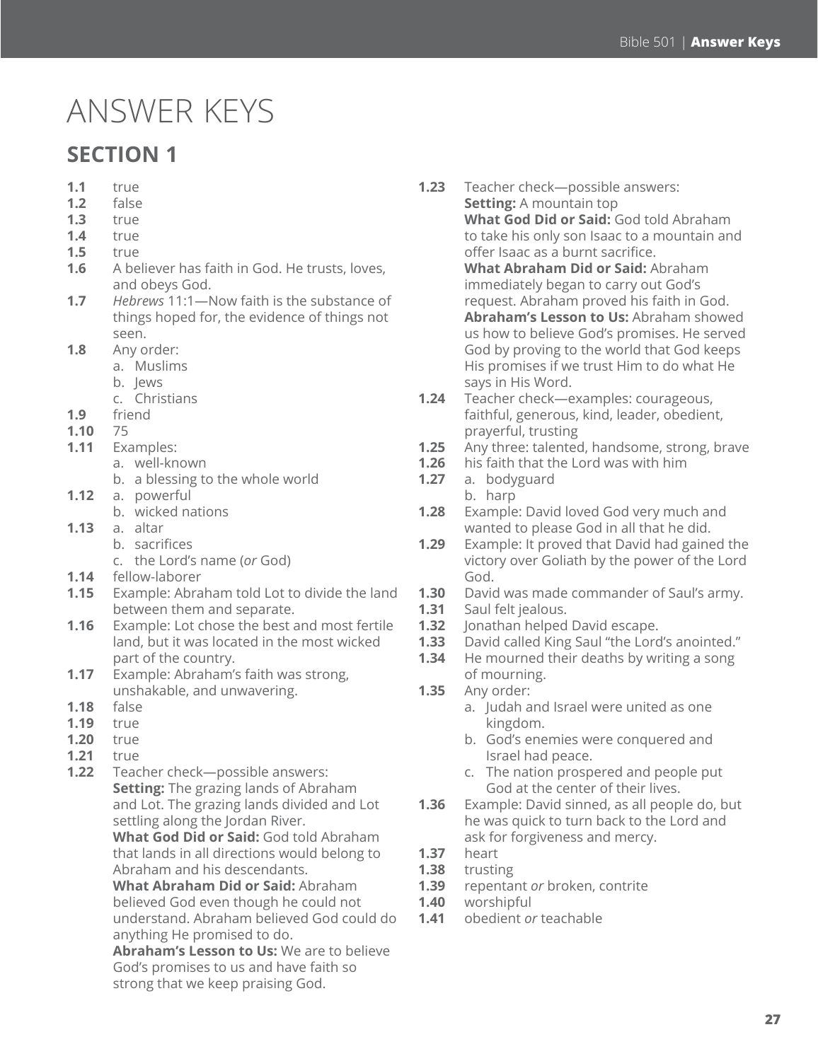# ANSWER KEYS

## SECTION 1

**1.1** true
**1.2** false
**1.3** true
**1.4** true
**1.5** true
**1.6** A believer has faith in God. He trusts, loves, and obeys God.
**1.7** *Hebrews* 11:1—Now faith is the substance of things hoped for, the evidence of things not seen.
**1.8** Any order:
  a. Muslims
  b. Jews
  c. Christians
**1.9** friend
**1.10** 75
**1.11** Examples:
  a. well-known
  b. a blessing to the whole world
**1.12** a. powerful
  b. wicked nations
**1.13** a. altar
  b. sacrifices
  c. the Lord's name (*or* God)
**1.14** fellow-laborer
**1.15** Example: Abraham told Lot to divide the land between them and separate.
**1.16** Example: Lot chose the best and most fertile land, but it was located in the most wicked part of the country.
**1.17** Example: Abraham's faith was strong, unshakable, and unwavering.
**1.18** false
**1.19** true
**1.20** true
**1.21** true
**1.22** Teacher check—possible answers:
  **Setting:** The grazing lands of Abraham and Lot. The grazing lands divided and Lot settling along the Jordan River.
  **What God Did or Said:** God told Abraham that lands in all directions would belong to Abraham and his descendants.
  **What Abraham Did or Said:** Abraham believed God even though he could not understand. Abraham believed God could do anything He promised to do.
  **Abraham's Lesson to Us:** We are to believe God's promises to us and have faith so strong that we keep praising God.
**1.23** Teacher check—possible answers:
  **Setting:** A mountain top
  **What God Did or Said:** God told Abraham to take his only son Isaac to a mountain and offer Isaac as a burnt sacrifice.
  **What Abraham Did or Said:** Abraham immediately began to carry out God's request. Abraham proved his faith in God.
  **Abraham's Lesson to Us:** Abraham showed us how to believe God's promises. He served God by proving to the world that God keeps His promises if we trust Him to do what He says in His Word.
**1.24** Teacher check—examples: courageous, faithful, generous, kind, leader, obedient, prayerful, trusting
**1.25** Any three: talented, handsome, strong, brave
**1.26** his faith that the Lord was with him
**1.27** a. bodyguard
  b. harp
**1.28** Example: David loved God very much and wanted to please God in all that he did.
**1.29** Example: It proved that David had gained the victory over Goliath by the power of the Lord God.
**1.30** David was made commander of Saul's army.
**1.31** Saul felt jealous.
**1.32** Jonathan helped David escape.
**1.33** David called King Saul "the Lord's anointed."
**1.34** He mourned their deaths by writing a song of mourning.
**1.35** Any order:
  a. Judah and Israel were united as one kingdom.
  b. God's enemies were conquered and Israel had peace.
  c. The nation prospered and people put God at the center of their lives.
**1.36** Example: David sinned, as all people do, but he was quick to turn back to the Lord and ask for forgiveness and mercy.
**1.37** heart
**1.38** trusting
**1.39** repentant *or* broken, contrite
**1.40** worshipful
**1.41** obedient *or* teachable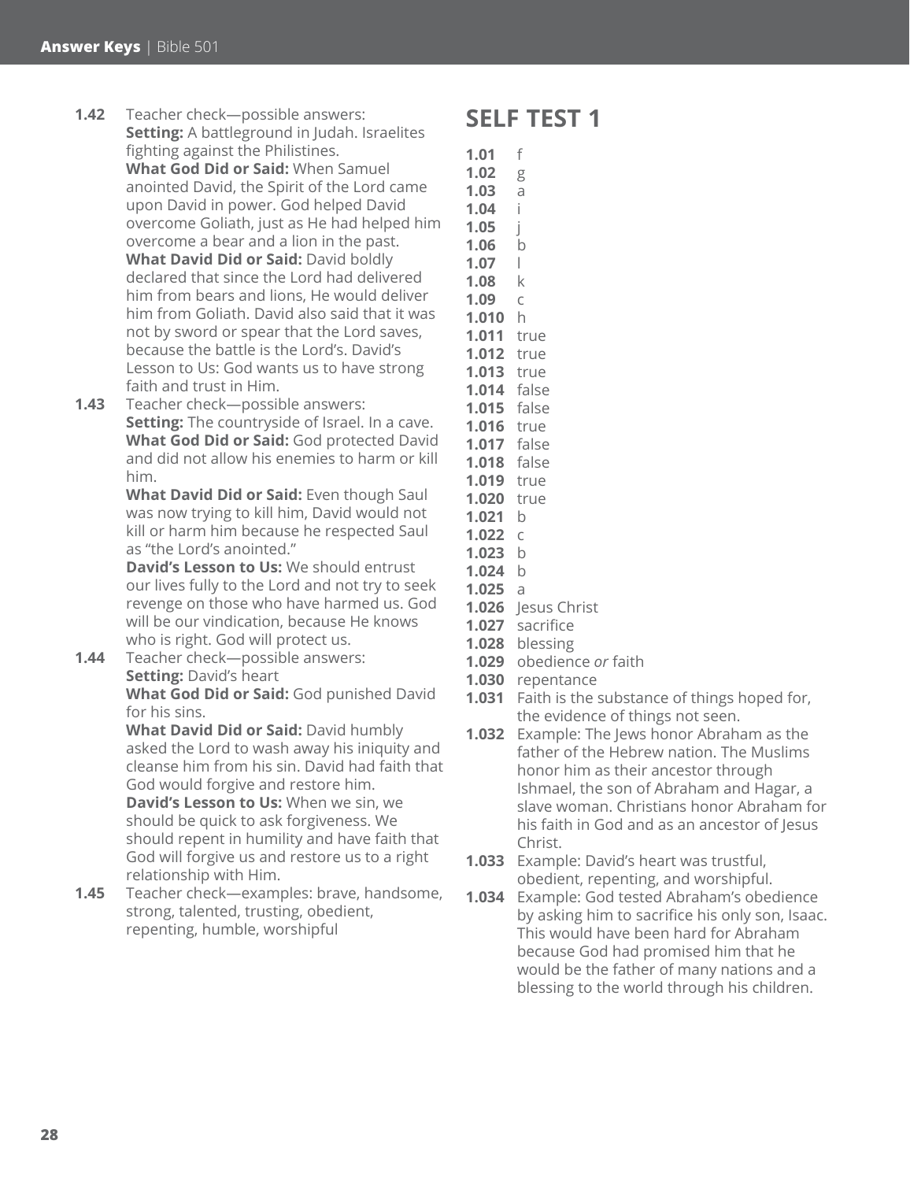**1.42** Teacher check—possible answers:
**Setting:** A battleground in Judah. Israelites fighting against the Philistines.
**What God Did or Said:** When Samuel anointed David, the Spirit of the Lord came upon David in power. God helped David overcome Goliath, just as He had helped him overcome a bear and a lion in the past.
**What David Did or Said:** David boldly declared that since the Lord had delivered him from bears and lions, He would deliver him from Goliath. David also said that it was not by sword or spear that the Lord saves, because the battle is the Lord's. David's Lesson to Us: God wants us to have strong faith and trust in Him.

**1.43** Teacher check—possible answers:
**Setting:** The countryside of Israel. In a cave.
**What God Did or Said:** God protected David and did not allow his enemies to harm or kill him.
**What David Did or Said:** Even though Saul was now trying to kill him, David would not kill or harm him because he respected Saul as "the Lord's anointed."
**David's Lesson to Us:** We should entrust our lives fully to the Lord and not try to seek revenge on those who have harmed us. God will be our vindication, because He knows who is right. God will protect us.

**1.44** Teacher check—possible answers:
**Setting:** David's heart
**What God Did or Said:** God punished David for his sins.
**What David Did or Said:** David humbly asked the Lord to wash away his iniquity and cleanse him from his sin. David had faith that God would forgive and restore him.
**David's Lesson to Us:** When we sin, we should be quick to ask forgiveness. We should repent in humility and have faith that God will forgive us and restore us to a right relationship with Him.

**1.45** Teacher check—examples: brave, handsome, strong, talented, trusting, obedient, repenting, humble, worshipful

## SELF TEST 1

**1.01** f
**1.02** g
**1.03** a
**1.04** i
**1.05** j
**1.06** b
**1.07** l
**1.08** k
**1.09** c
**1.010** h
**1.011** true
**1.012** true
**1.013** true
**1.014** false
**1.015** false
**1.016** true
**1.017** false
**1.018** false
**1.019** true
**1.020** true
**1.021** b
**1.022** c
**1.023** b
**1.024** b
**1.025** a
**1.026** Jesus Christ
**1.027** sacrifice
**1.028** blessing
**1.029** obedience *or* faith
**1.030** repentance
**1.031** Faith is the substance of things hoped for, the evidence of things not seen.
**1.032** Example: The Jews honor Abraham as the father of the Hebrew nation. The Muslims honor him as their ancestor through Ishmael, the son of Abraham and Hagar, a slave woman. Christians honor Abraham for his faith in God and as an ancestor of Jesus Christ.
**1.033** Example: David's heart was trustful, obedient, repenting, and worshipful.
**1.034** Example: God tested Abraham's obedience by asking him to sacrifice his only son, Isaac. This would have been hard for Abraham because God had promised him that he would be the father of many nations and a blessing to the world through his children.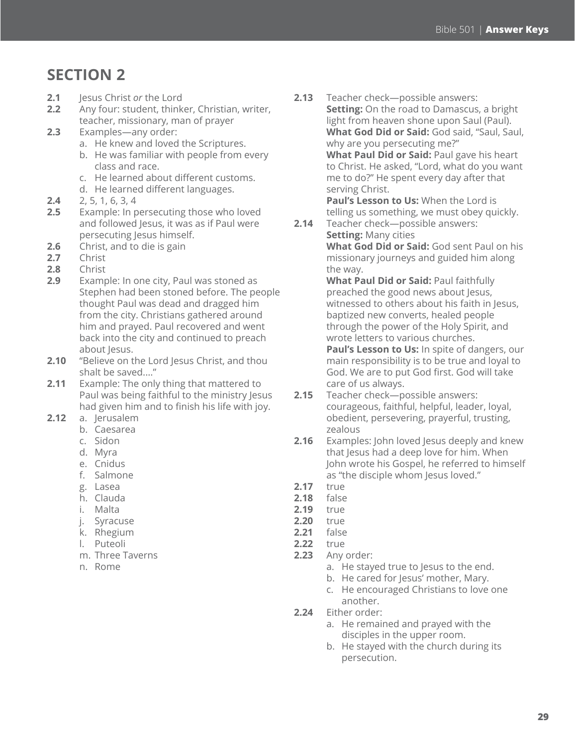## SECTION 2

**2.1** Jesus Christ *or* the Lord

**2.2** Any four: student, thinker, Christian, writer, teacher, missionary, man of prayer

**2.3** Examples—any order:
   a. He knew and loved the Scriptures.
   b. He was familiar with people from every class and race.
   c. He learned about different customs.
   d. He learned different languages.

**2.4** 2, 5, 1, 6, 3, 4

**2.5** Example: In persecuting those who loved and followed Jesus, it was as if Paul were persecuting Jesus himself.

**2.6** Christ, and to die is gain

**2.7** Christ

**2.8** Christ

**2.9** Example: In one city, Paul was stoned as Stephen had been stoned before. The people thought Paul was dead and dragged him from the city. Christians gathered around him and prayed. Paul recovered and went back into the city and continued to preach about Jesus.

**2.10** "Believe on the Lord Jesus Christ, and thou shalt be saved…."

**2.11** Example: The only thing that mattered to Paul was being faithful to the ministry Jesus had given him and to finish his life with joy.

**2.12**
   a. Jerusalem
   b. Caesarea
   c. Sidon
   d. Myra
   e. Cnidus
   f. Salmone
   g. Lasea
   h. Clauda
   i. Malta
   j. Syracuse
   k. Rhegium
   l. Puteoli
   m. Three Taverns
   n. Rome

**2.13** Teacher check—possible answers:
**Setting:** On the road to Damascus, a bright light from heaven shone upon Saul (Paul).
**What God Did or Said:** God said, "Saul, Saul, why are you persecuting me?"
**What Paul Did or Said:** Paul gave his heart to Christ. He asked, "Lord, what do you want me to do?" He spent every day after that serving Christ.
**Paul's Lesson to Us:** When the Lord is telling us something, we must obey quickly.

**2.14** Teacher check—possible answers:
**Setting:** Many cities
**What God Did or Said:** God sent Paul on his missionary journeys and guided him along the way.
**What Paul Did or Said:** Paul faithfully preached the good news about Jesus, witnessed to others about his faith in Jesus, baptized new converts, healed people through the power of the Holy Spirit, and wrote letters to various churches.
**Paul's Lesson to Us:** In spite of dangers, our main responsibility is to be true and loyal to God. We are to put God first. God will take care of us always.

**2.15** Teacher check—possible answers: courageous, faithful, helpful, leader, loyal, obedient, persevering, prayerful, trusting, zealous

**2.16** Examples: John loved Jesus deeply and knew that Jesus had a deep love for him. When John wrote his Gospel, he referred to himself as "the disciple whom Jesus loved."

**2.17** true

**2.18** false

**2.19** true

**2.20** true

**2.21** false

**2.22** true

**2.23** Any order:
   a. He stayed true to Jesus to the end.
   b. He cared for Jesus' mother, Mary.
   c. He encouraged Christians to love one another.

**2.24** Either order:
   a. He remained and prayed with the disciples in the upper room.
   b. He stayed with the church during its persecution.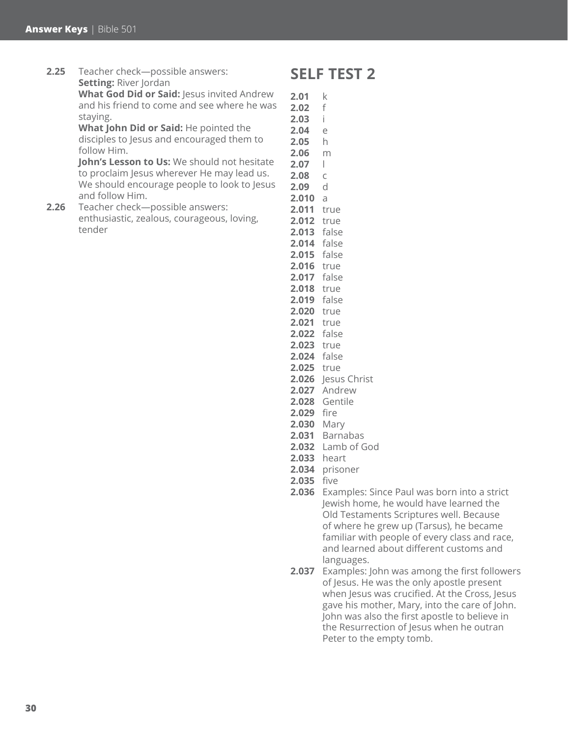**2.25** Teacher check—possible answers:
**Setting:** River Jordan
**What God Did or Said:** Jesus invited Andrew and his friend to come and see where he was staying.
**What John Did or Said:** He pointed the disciples to Jesus and encouraged them to follow Him.
**John's Lesson to Us:** We should not hesitate to proclaim Jesus wherever He may lead us. We should encourage people to look to Jesus and follow Him.

**2.26** Teacher check—possible answers: enthusiastic, zealous, courageous, loving, tender

## SELF TEST 2

**2.01** k
**2.02** f
**2.03** i
**2.04** e
**2.05** h
**2.06** m
**2.07** l
**2.08** c
**2.09** d
**2.010** a
**2.011** true
**2.012** true
**2.013** false
**2.014** false
**2.015** false
**2.016** true
**2.017** false
**2.018** true
**2.019** false
**2.020** true
**2.021** true
**2.022** false
**2.023** true
**2.024** false
**2.025** true
**2.026** Jesus Christ
**2.027** Andrew
**2.028** Gentile
**2.029** fire
**2.030** Mary
**2.031** Barnabas
**2.032** Lamb of God
**2.033** heart
**2.034** prisoner
**2.035** five
**2.036** Examples: Since Paul was born into a strict Jewish home, he would have learned the Old Testaments Scriptures well. Because of where he grew up (Tarsus), he became familiar with people of every class and race, and learned about different customs and languages.
**2.037** Examples: John was among the first followers of Jesus. He was the only apostle present when Jesus was crucified. At the Cross, Jesus gave his mother, Mary, into the care of John. John was also the first apostle to believe in the Resurrection of Jesus when he outran Peter to the empty tomb.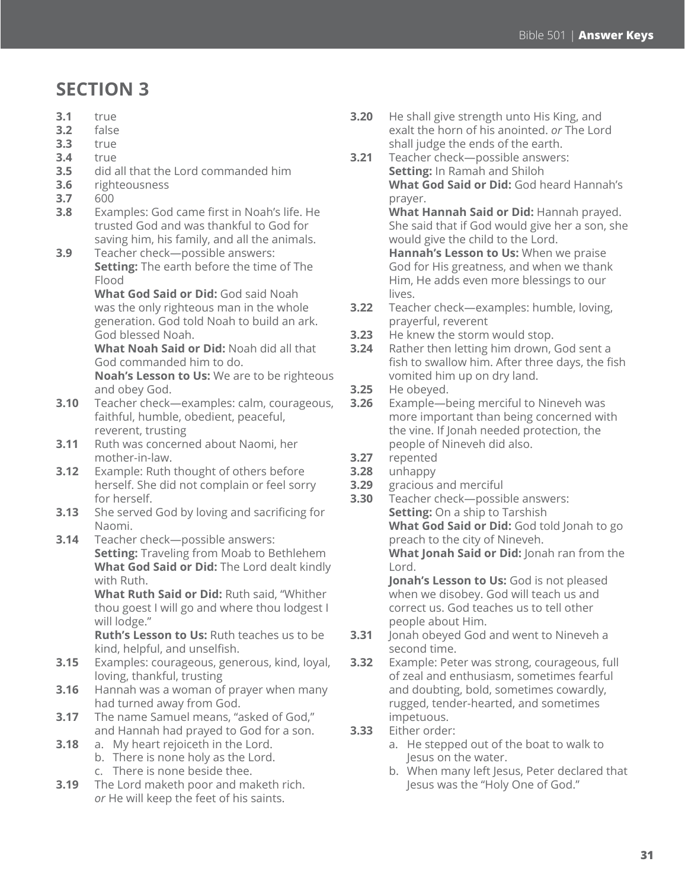## SECTION 3

**3.1** true
**3.2** false
**3.3** true
**3.4** true
**3.5** did all that the Lord commanded him
**3.6** righteousness
**3.7** 600
**3.8** Examples: God came first in Noah's life. He trusted God and was thankful to God for saving him, his family, and all the animals.
**3.9** Teacher check—possible answers:
**Setting:** The earth before the time of The Flood
**What God Said or Did:** God said Noah was the only righteous man in the whole generation. God told Noah to build an ark. God blessed Noah.
**What Noah Said or Did:** Noah did all that God commanded him to do.
**Noah's Lesson to Us:** We are to be righteous and obey God.
**3.10** Teacher check—examples: calm, courageous, faithful, humble, obedient, peaceful, reverent, trusting
**3.11** Ruth was concerned about Naomi, her mother-in-law.
**3.12** Example: Ruth thought of others before herself. She did not complain or feel sorry for herself.
**3.13** She served God by loving and sacrificing for Naomi.
**3.14** Teacher check—possible answers:
**Setting:** Traveling from Moab to Bethlehem
**What God Said or Did:** The Lord dealt kindly with Ruth.
**What Ruth Said or Did:** Ruth said, "Whither thou goest I will go and where thou lodgest I will lodge."
**Ruth's Lesson to Us:** Ruth teaches us to be kind, helpful, and unselfish.
**3.15** Examples: courageous, generous, kind, loyal, loving, thankful, trusting
**3.16** Hannah was a woman of prayer when many had turned away from God.
**3.17** The name Samuel means, "asked of God," and Hannah had prayed to God for a son.
**3.18**
a. My heart rejoiceth in the Lord.
b. There is none holy as the Lord.
c. There is none beside thee.

**3.19** The Lord maketh poor and maketh rich. *or* He will keep the feet of his saints.
**3.20** He shall give strength unto His King, and exalt the horn of his anointed. *or* The Lord shall judge the ends of the earth.
**3.21** Teacher check—possible answers:
**Setting:** In Ramah and Shiloh
**What God Said or Did:** God heard Hannah's prayer.
**What Hannah Said or Did:** Hannah prayed. She said that if God would give her a son, she would give the child to the Lord.
**Hannah's Lesson to Us:** When we praise God for His greatness, and when we thank Him, He adds even more blessings to our lives.
**3.22** Teacher check—examples: humble, loving, prayerful, reverent
**3.23** He knew the storm would stop.
**3.24** Rather then letting him drown, God sent a fish to swallow him. After three days, the fish vomited him up on dry land.
**3.25** He obeyed.
**3.26** Example—being merciful to Nineveh was more important than being concerned with the vine. If Jonah needed protection, the people of Nineveh did also.
**3.27** repented
**3.28** unhappy
**3.29** gracious and merciful
**3.30** Teacher check—possible answers:
**Setting:** On a ship to Tarshish
**What God Said or Did:** God told Jonah to go preach to the city of Nineveh.
**What Jonah Said or Did:** Jonah ran from the Lord.
**Jonah's Lesson to Us:** God is not pleased when we disobey. God will teach us and correct us. God teaches us to tell other people about Him.
**3.31** Jonah obeyed God and went to Nineveh a second time.
**3.32** Example: Peter was strong, courageous, full of zeal and enthusiasm, sometimes fearful and doubting, bold, sometimes cowardly, rugged, tender-hearted, and sometimes impetuous.
**3.33** Either order:
a. He stepped out of the boat to walk to Jesus on the water.
b. When many left Jesus, Peter declared that Jesus was the "Holy One of God."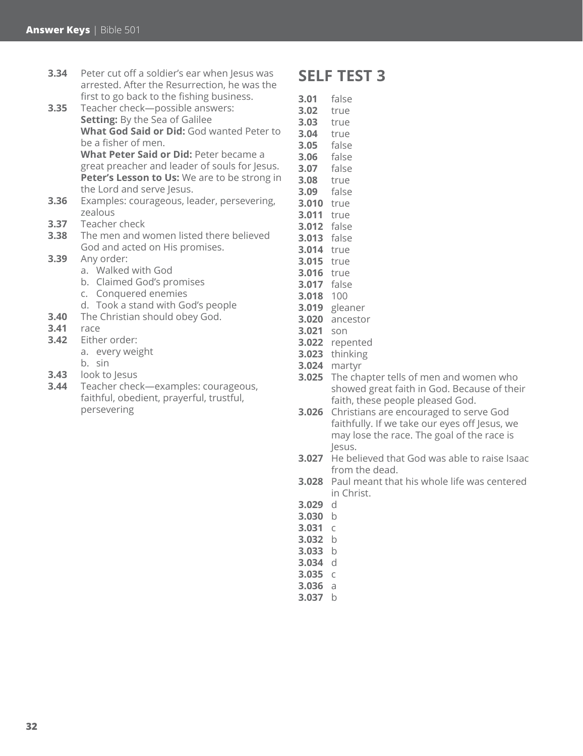**3.34** Peter cut off a soldier's ear when Jesus was arrested. After the Resurrection, he was the first to go back to the fishing business.

**3.35** Teacher check—possible answers:
**Setting:** By the Sea of Galilee
**What God Said or Did:** God wanted Peter to be a fisher of men.
**What Peter Said or Did:** Peter became a great preacher and leader of souls for Jesus.
**Peter's Lesson to Us:** We are to be strong in the Lord and serve Jesus.

**3.36** Examples: courageous, leader, persevering, zealous

**3.37** Teacher check

**3.38** The men and women listed there believed God and acted on His promises.

**3.39** Any order:
a. Walked with God
b. Claimed God's promises
c. Conquered enemies
d. Took a stand with God's people

**3.40** The Christian should obey God.

**3.41** race

**3.42** Either order:
a. every weight
b. sin

**3.43** look to Jesus

**3.44** Teacher check—examples: courageous, faithful, obedient, prayerful, trustful, persevering

## SELF TEST 3

**3.01** false
**3.02** true
**3.03** true
**3.04** true
**3.05** false
**3.06** false
**3.07** false
**3.08** true
**3.09** false
**3.010** true
**3.011** true
**3.012** false
**3.013** false
**3.014** true
**3.015** true
**3.016** true
**3.017** false
**3.018** 100
**3.019** gleaner
**3.020** ancestor
**3.021** son
**3.022** repented
**3.023** thinking
**3.024** martyr
**3.025** The chapter tells of men and women who showed great faith in God. Because of their faith, these people pleased God.
**3.026** Christians are encouraged to serve God faithfully. If we take our eyes off Jesus, we may lose the race. The goal of the race is Jesus.
**3.027** He believed that God was able to raise Isaac from the dead.
**3.028** Paul meant that his whole life was centered in Christ.
**3.029** d
**3.030** b
**3.031** c
**3.032** b
**3.033** b
**3.034** d
**3.035** c
**3.036** a
**3.037** b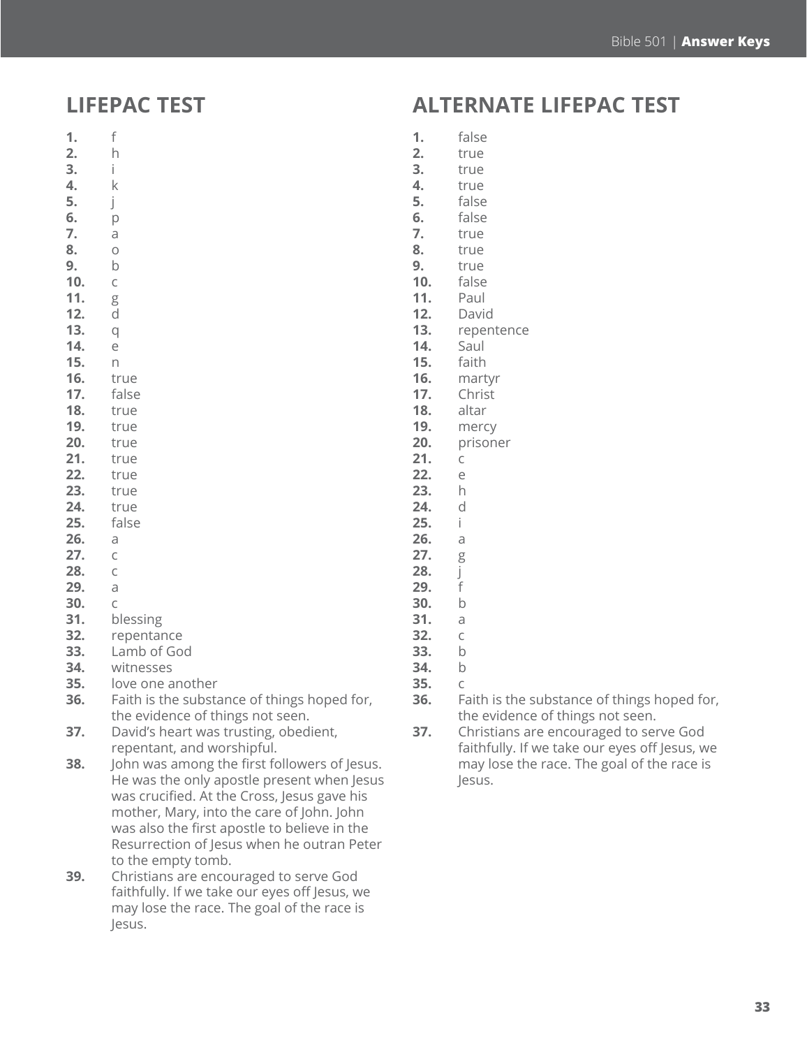## LIFEPAC TEST

1. f
2. h
3. i
4. k
5. j
6. p
7. a
8. o
9. b
10. c
11. g
12. d
13. q
14. e
15. n
16. true
17. false
18. true
19. true
20. true
21. true
22. true
23. true
24. true
25. false
26. a
27. c
28. c
29. a
30. c
31. blessing
32. repentance
33. Lamb of God
34. witnesses
35. love one another
36. Faith is the substance of things hoped for, the evidence of things not seen.
37. David's heart was trusting, obedient, repentant, and worshipful.
38. John was among the first followers of Jesus. He was the only apostle present when Jesus was crucified. At the Cross, Jesus gave his mother, Mary, into the care of John. John was also the first apostle to believe in the Resurrection of Jesus when he outran Peter to the empty tomb.
39. Christians are encouraged to serve God faithfully. If we take our eyes off Jesus, we may lose the race. The goal of the race is Jesus.

## ALTERNATE LIFEPAC TEST

1. false
2. true
3. true
4. true
5. false
6. false
7. true
8. true
9. true
10. false
11. Paul
12. David
13. repentence
14. Saul
15. faith
16. martyr
17. Christ
18. altar
19. mercy
20. prisoner
21. c
22. e
23. h
24. d
25. i
26. a
27. g
28. j
29. f
30. b
31. a
32. c
33. b
34. b
35. c
36. Faith is the substance of things hoped for, the evidence of things not seen.
37. Christians are encouraged to serve God faithfully. If we take our eyes off Jesus, we may lose the race. The goal of the race is Jesus.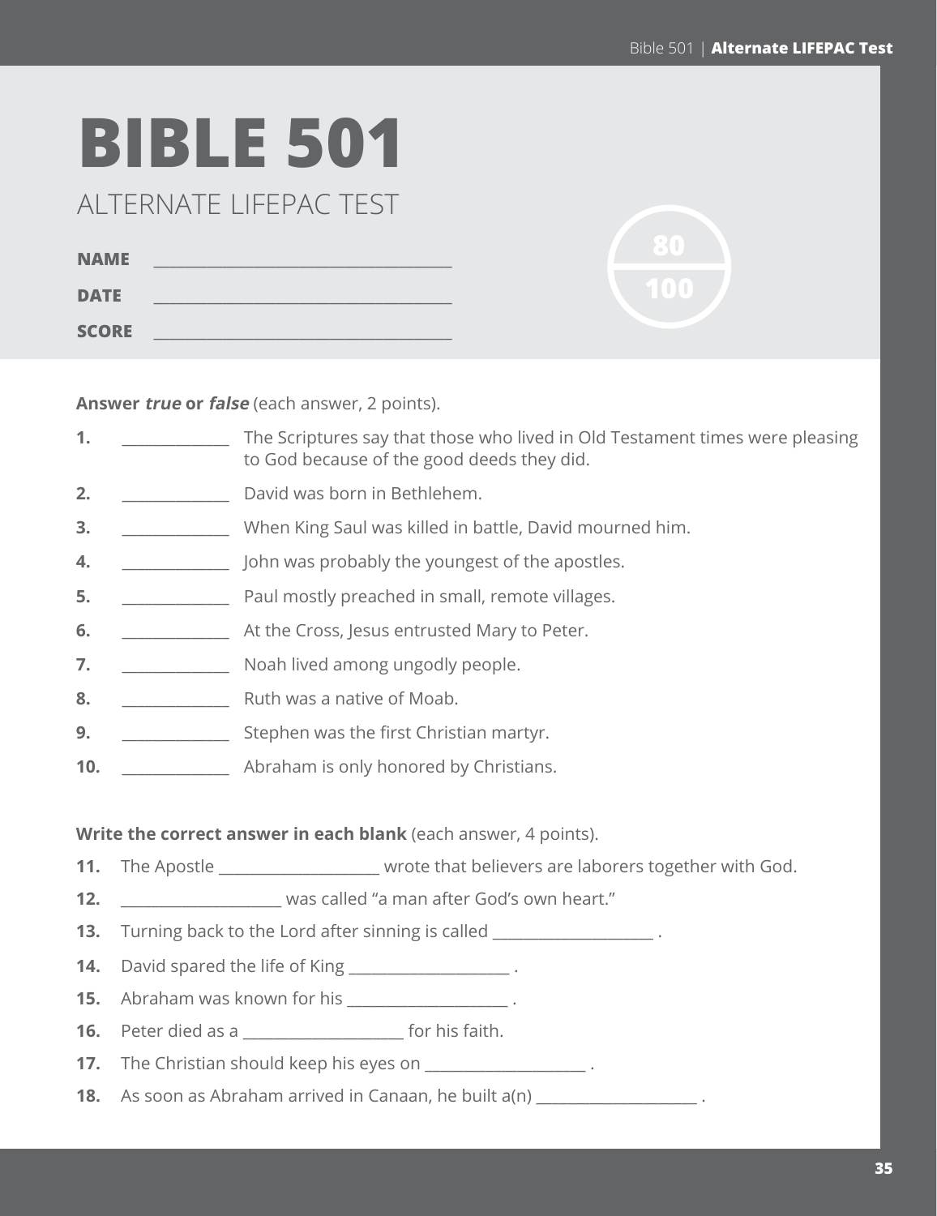# BIBLE 501

## ALTERNATE LIFEPAC TEST

**NAME** ______________________________

**DATE** ______________________________

**SCORE** ______________________________

80/100

**Answer *true* or *false*** (each answer, 2 points).

**1.** ____________ The Scriptures say that those who lived in Old Testament times were pleasing to God because of the good deeds they did.

**2.** ____________ David was born in Bethlehem.

**3.** ____________ When King Saul was killed in battle, David mourned him.

**4.** ____________ John was probably the youngest of the apostles.

**5.** ____________ Paul mostly preached in small, remote villages.

**6.** ____________ At the Cross, Jesus entrusted Mary to Peter.

**7.** ____________ Noah lived among ungodly people.

**8.** ____________ Ruth was a native of Moab.

**9.** ____________ Stephen was the first Christian martyr.

**10.** ____________ Abraham is only honored by Christians.

**Write the correct answer in each blank** (each answer, 4 points).

**11.** The Apostle __________________ wrote that believers are laborers together with God.

**12.** __________________ was called "a man after God's own heart."

**13.** Turning back to the Lord after sinning is called __________________ .

**14.** David spared the life of King __________________ .

**15.** Abraham was known for his __________________ .

**16.** Peter died as a __________________ for his faith.

**17.** The Christian should keep his eyes on __________________ .

**18.** As soon as Abraham arrived in Canaan, he built a(n) __________________ .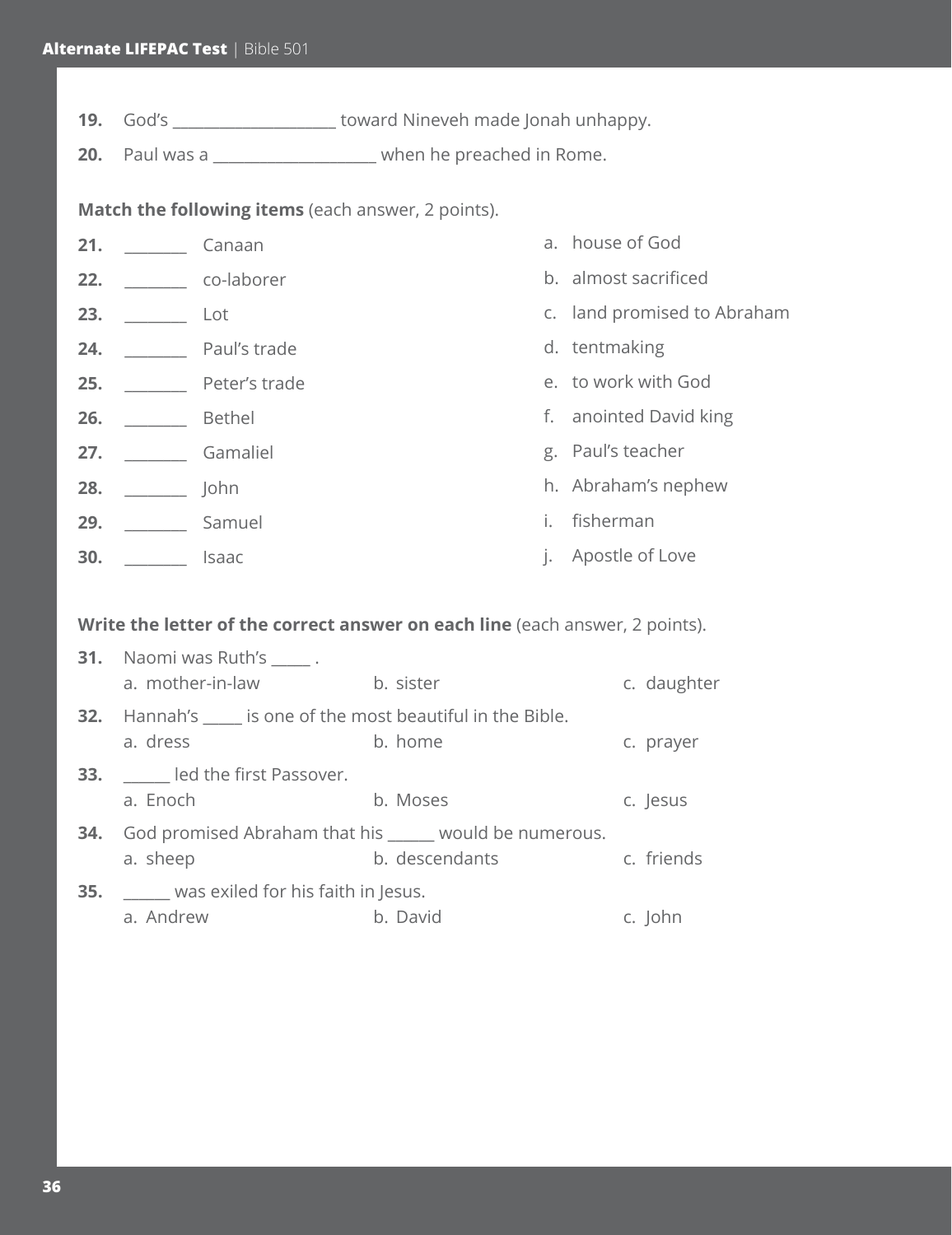19. God's ____________________ toward Nineveh made Jonah unhappy.

20. Paul was a ____________________ when he preached in Rome.

**Match the following items** (each answer, 2 points).

| | | | |
|---|---|---|---|
| 21. ________ | Canaan | a. | house of God |
| 22. ________ | co-laborer | b. | almost sacrificed |
| 23. ________ | Lot | c. | land promised to Abraham |
| 24. ________ | Paul's trade | d. | tentmaking |
| 25. ________ | Peter's trade | e. | to work with God |
| 26. ________ | Bethel | f. | anointed David king |
| 27. ________ | Gamaliel | g. | Paul's teacher |
| 28. ________ | John | h. | Abraham's nephew |
| 29. ________ | Samuel | i. | fisherman |
| 30. ________ | Isaac | j. | Apostle of Love |

**Write the letter of the correct answer on each line** (each answer, 2 points).

31. Naomi was Ruth's _____ .
    a. mother-in-law    b. sister    c. daughter

32. Hannah's _____ is one of the most beautiful in the Bible.
    a. dress    b. home    c. prayer

33. ______ led the first Passover.
    a. Enoch    b. Moses    c. Jesus

34. God promised Abraham that his ______ would be numerous.
    a. sheep    b. descendants    c. friends

35. ______ was exiled for his faith in Jesus.
    a. Andrew    b. David    c. John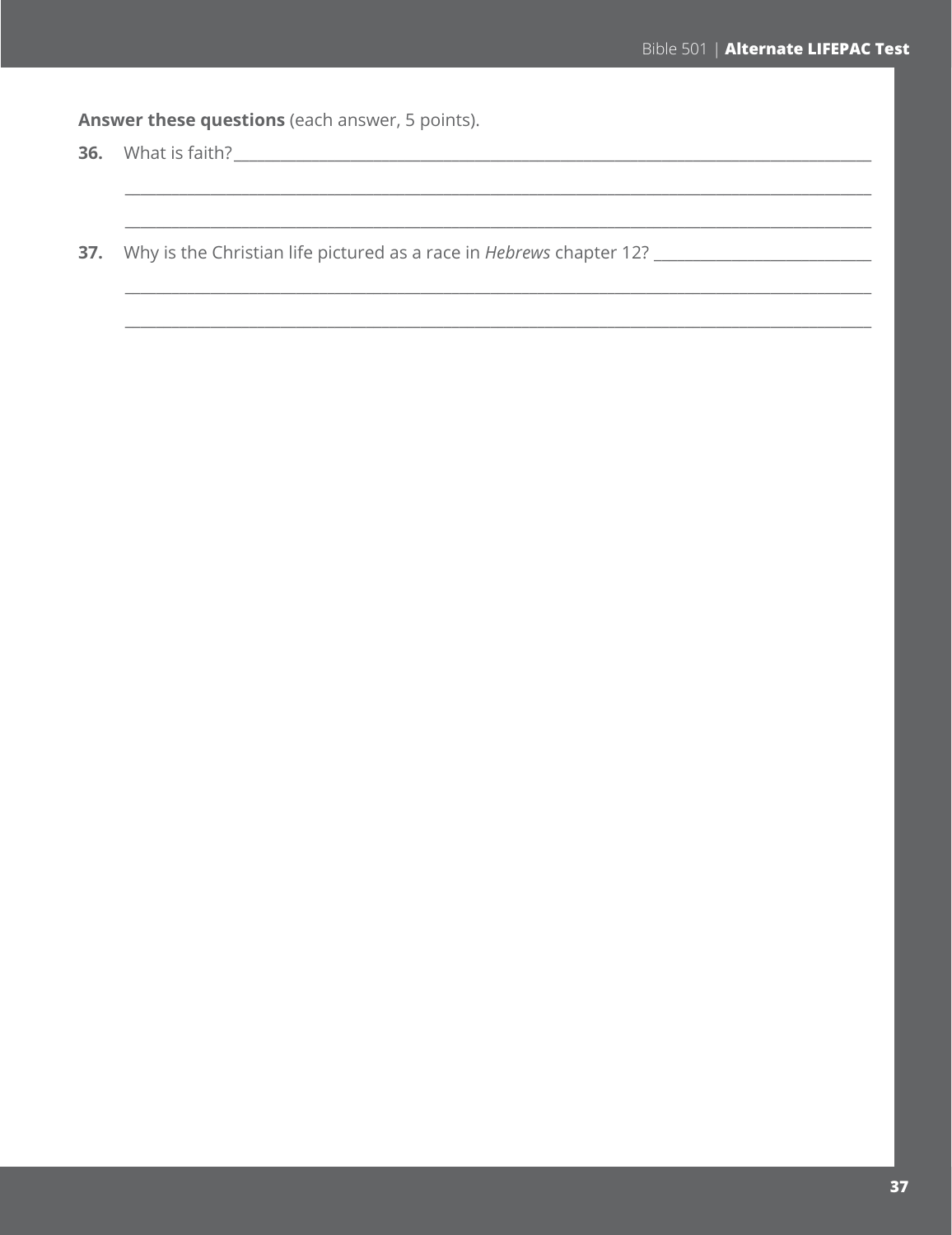**Answer these questions** (each answer, 5 points).

**36.** What is faith? ____________________________________________________________

________________________________________________________________________________

________________________________________________________________________________

**37.** Why is the Christian life pictured as a race in *Hebrews* chapter 12? ____________________

________________________________________________________________________________

________________________________________________________________________________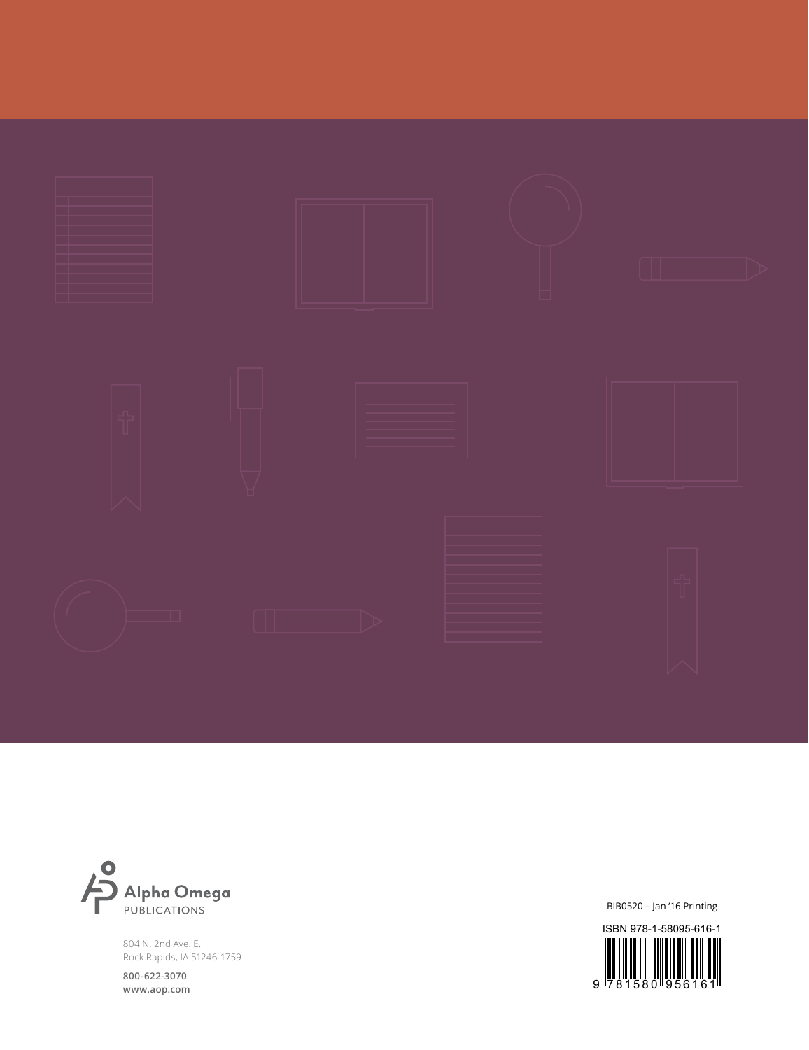Alpha Omega
PUBLICATIONS

804 N. 2nd Ave. E.
Rock Rapids, IA 51246-1759

**800-622-3070**
**www.aop.com**

BIB0520 – Jan '16 Printing

ISBN 978-1-58095-616-1

9 781580 956161